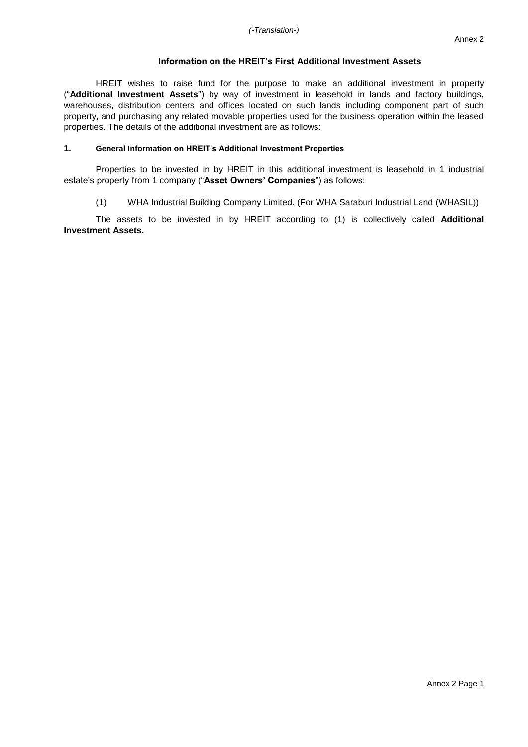*(-Translation-)*

Annex 2

### Information on the HREIT's First Additional Investment Assets

HREIT wishes to raise fund for the purpose to make an additional investment in property ("**Additional Investment Assets**") by way of investment in leasehold in lands and factory buildings, warehouses, distribution centers and offices located on such lands including component part of such property, and purchasing any related movable properties used for the business operation within the leased properties. The details of the additional investment are as follows:

#### 1. General Information on HREIT's Additional Investment Properties

Properties to be invested in by HREIT in this additional investment is leasehold in 1 industrial estate's property from 1 company ("**Asset Owners' Companies**") as follows:

(1) WHA Industrial Building Company Limited. (For WHA Saraburi Industrial Land (WHASIL))

The assets to be invested in by HREIT according to (1) is collectively called **Additional Investment Assets.**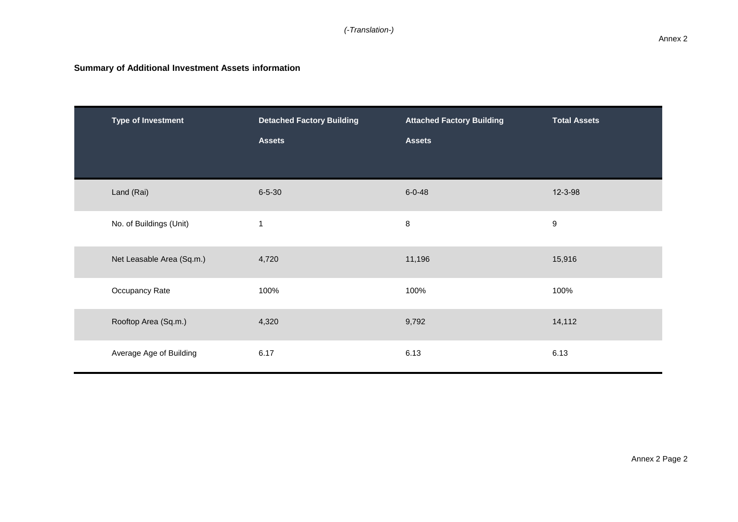*(-Translation-)*

Annex 2

**Summary of Additional Investment Assets information**

| Type of Investment | Detached Factory Building Assets | Attached Factory Building Assets | Total Assets |
|---|---|---|---|
| Land (Rai) | 6-5-30 | 6-0-48 | 12-3-98 |
| No. of Buildings (Unit) | 1 | 8 | 9 |
| Net Leasable Area (Sq.m.) | 4,720 | 11,196 | 15,916 |
| Occupancy Rate | 100% | 100% | 100% |
| Rooftop Area (Sq.m.) | 4,320 | 9,792 | 14,112 |
| Average Age of Building | 6.17 | 6.13 | 6.13 |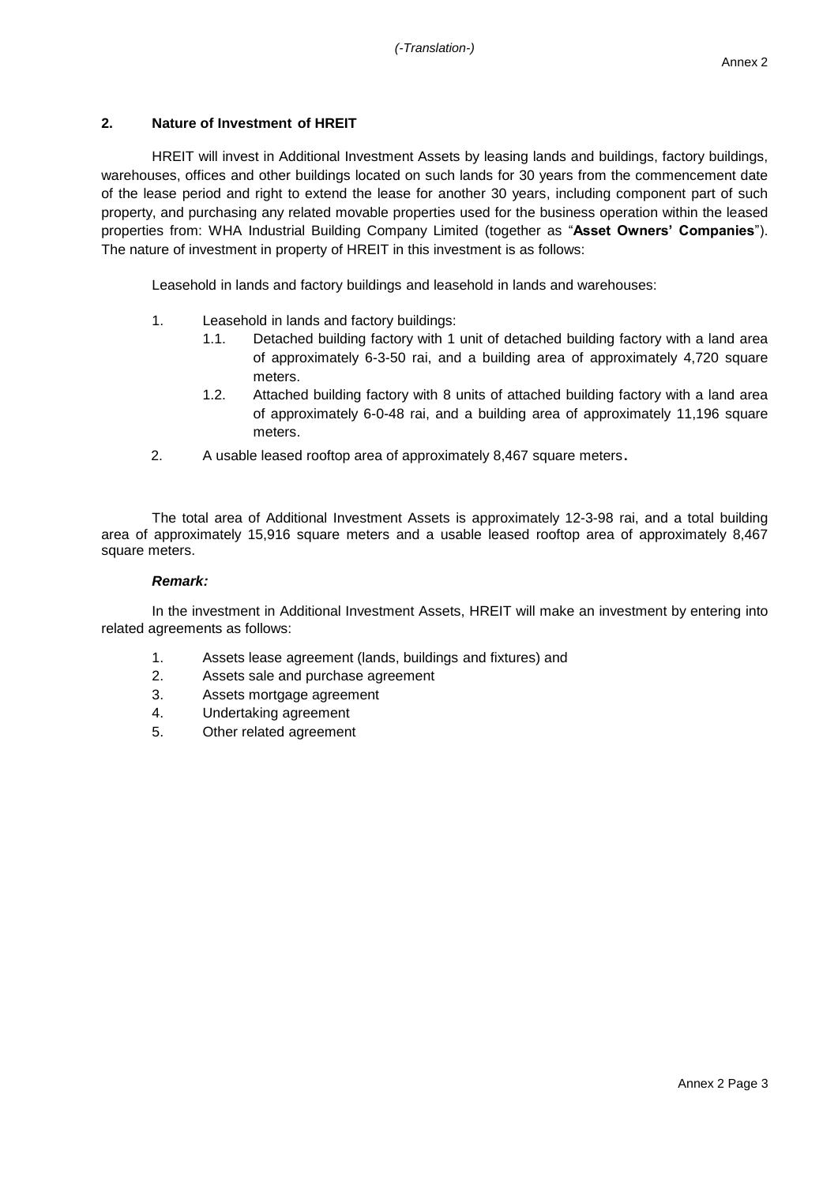## 2. Nature of Investment of HREIT

HREIT will invest in Additional Investment Assets by leasing lands and buildings, factory buildings, warehouses, offices and other buildings located on such lands for 30 years from the commencement date of the lease period and right to extend the lease for another 30 years, including component part of such property, and purchasing any related movable properties used for the business operation within the leased properties from: WHA Industrial Building Company Limited (together as "**Asset Owners' Companies**"). The nature of investment in property of HREIT in this investment is as follows:

Leasehold in lands and factory buildings and leasehold in lands and warehouses:

1. Leasehold in lands and factory buildings:
   1.1. Detached building factory with 1 unit of detached building factory with a land area of approximately 6-3-50 rai, and a building area of approximately 4,720 square meters.
   1.2. Attached building factory with 8 units of attached building factory with a land area of approximately 6-0-48 rai, and a building area of approximately 11,196 square meters.
2. A usable leased rooftop area of approximately 8,467 square meters.

The total area of Additional Investment Assets is approximately 12-3-98 rai, and a total building area of approximately 15,916 square meters and a usable leased rooftop area of approximately 8,467 square meters.

***Remark:***

In the investment in Additional Investment Assets, HREIT will make an investment by entering into related agreements as follows:

1. Assets lease agreement (lands, buildings and fixtures) and
2. Assets sale and purchase agreement
3. Assets mortgage agreement
4. Undertaking agreement
5. Other related agreement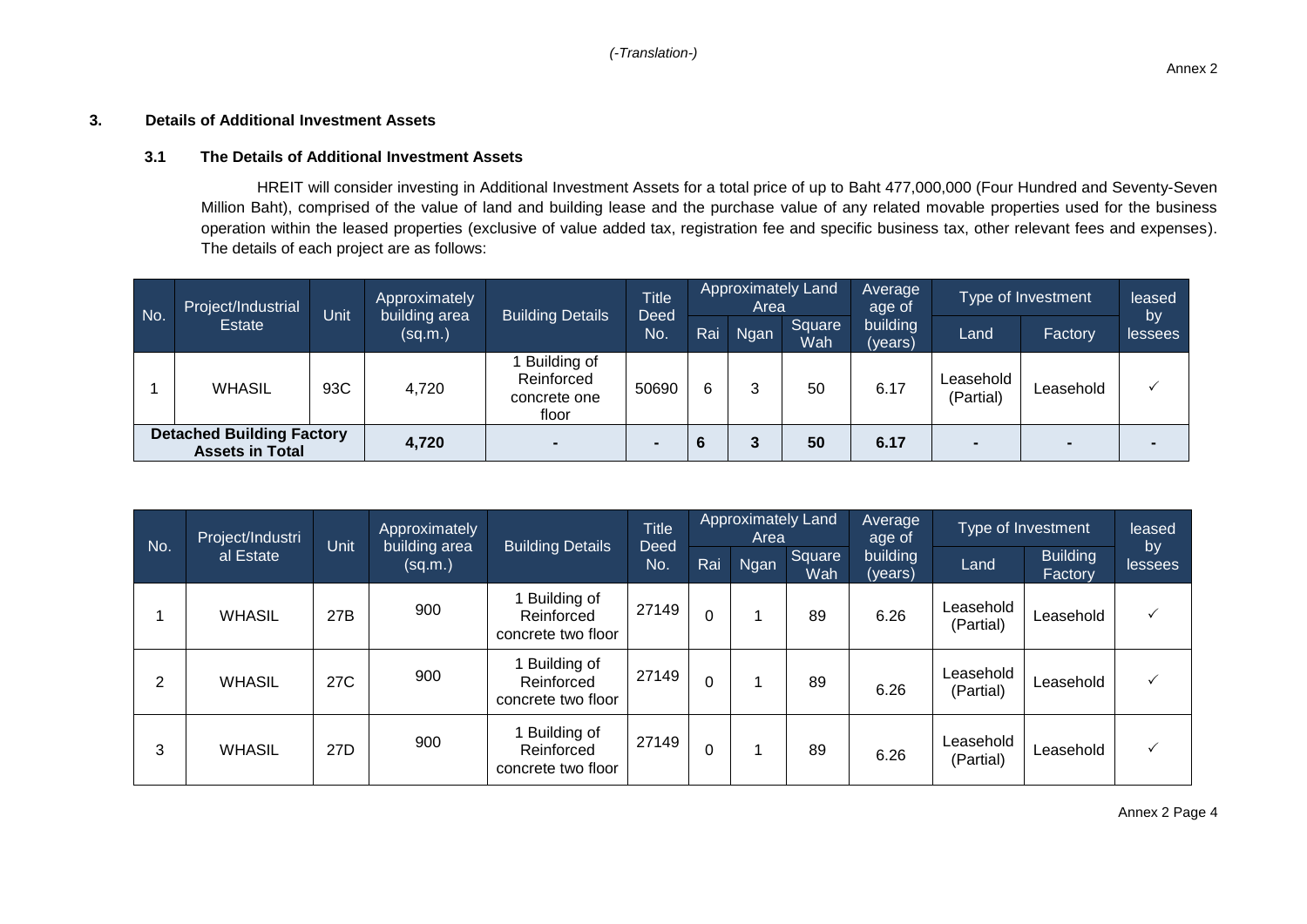*(-Translation-)*

Annex 2

## 3. Details of Additional Investment Assets

### 3.1 The Details of Additional Investment Assets

HREIT will consider investing in Additional Investment Assets for a total price of up to Baht 477,000,000 (Four Hundred and Seventy-Seven Million Baht), comprised of the value of land and building lease and the purchase value of any related movable properties used for the business operation within the leased properties (exclusive of value added tax, registration fee and specific business tax, other relevant fees and expenses). The details of each project are as follows:

| No. | Project/Industrial Estate | Unit | Approximately building area (sq.m.) | Building Details | Title Deed No. | Approximately Land Area | | | Average age of building (years) | Type of Investment | | leased by lessees |
|---|---|---|---|---|---|---|---|---|---|---|---|---|
| | | | | | | Rai | Ngan | Square Wah | | Land | Factory | |
| 1 | WHASIL | 93C | 4,720 | 1 Building of Reinforced concrete one floor | 50690 | 6 | 3 | 50 | 6.17 | Leasehold (Partial) | Leasehold | ✓ |
| **Detached Building Factory Assets in Total** | | | **4,720** | - | - | **6** | **3** | **50** | **6.17** | - | - | - |

| No. | Project/Industrial Estate | Unit | Approximately building area (sq.m.) | Building Details | Title Deed No. | Approximately Land Area | | | Average age of building (years) | Type of Investment | | leased by lessees |
|---|---|---|---|---|---|---|---|---|---|---|---|---|
| | | | | | | Rai | Ngan | Square Wah | | Land | Building Factory | |
| 1 | WHASIL | 27B | 900 | 1 Building of Reinforced concrete two floor | 27149 | 0 | 1 | 89 | 6.26 | Leasehold (Partial) | Leasehold | ✓ |
| 2 | WHASIL | 27C | 900 | 1 Building of Reinforced concrete two floor | 27149 | 0 | 1 | 89 | 6.26 | Leasehold (Partial) | Leasehold | ✓ |
| 3 | WHASIL | 27D | 900 | 1 Building of Reinforced concrete two floor | 27149 | 0 | 1 | 89 | 6.26 | Leasehold (Partial) | Leasehold | ✓ |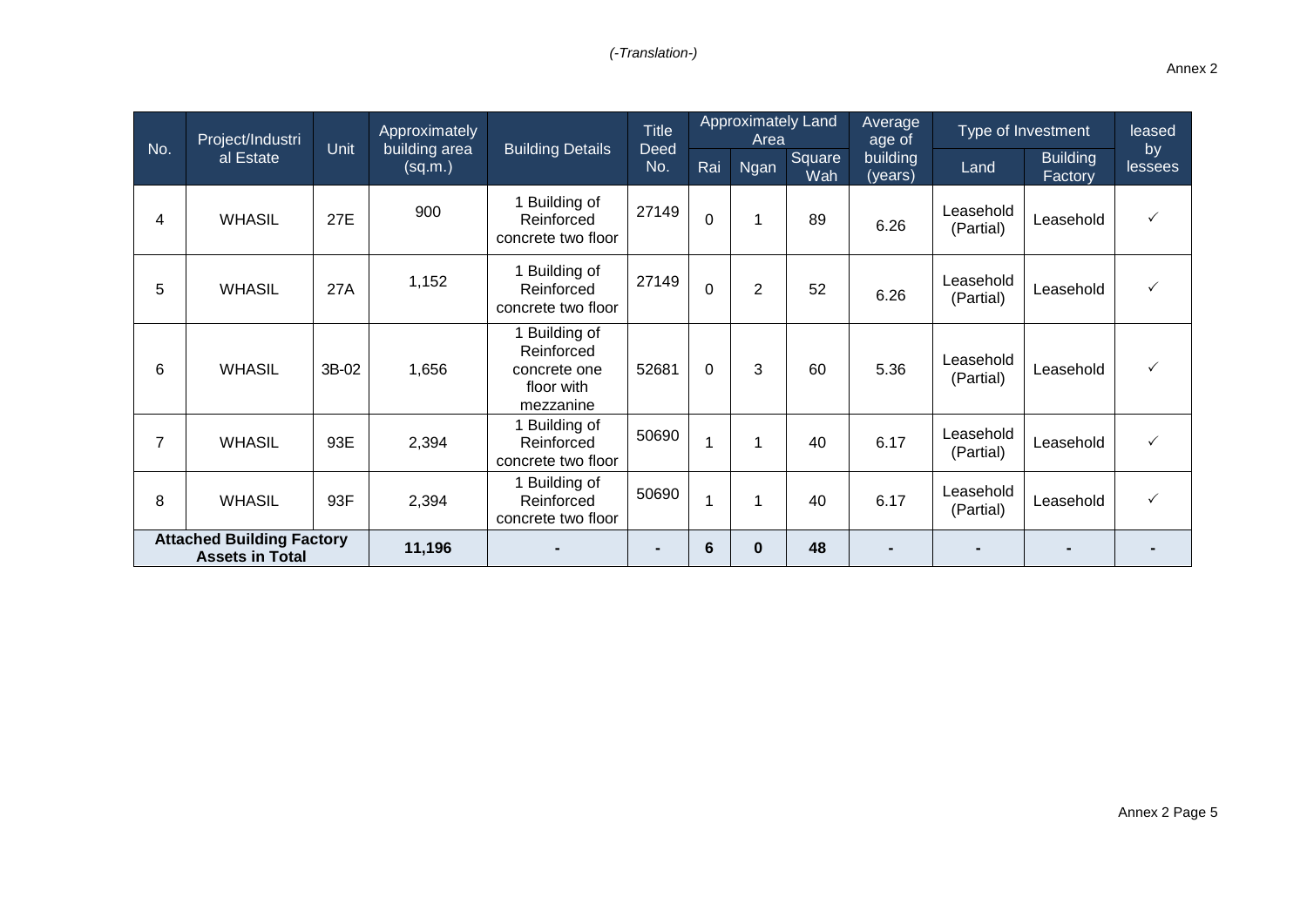*(-Translation-)*

Annex 2

| No. | Project/Industrial Estate | Unit | Approximately building area (sq.m.) | Building Details | Title Deed No. | Approximately Land Area | | | Average age of building (years) | Type of Investment | | leased by lessees |
|---|---|---|---|---|---|---|---|---|---|---|---|---|
| | | | | | | Rai | Ngan | Square Wah | | Land | Building Factory | |
| 4 | WHASIL | 27E | 900 | 1 Building of Reinforced concrete two floor | 27149 | 0 | 1 | 89 | 6.26 | Leasehold (Partial) | Leasehold | ✓ |
| 5 | WHASIL | 27A | 1,152 | 1 Building of Reinforced concrete two floor | 27149 | 0 | 2 | 52 | 6.26 | Leasehold (Partial) | Leasehold | ✓ |
| 6 | WHASIL | 3B-02 | 1,656 | 1 Building of Reinforced concrete one floor with mezzanine | 52681 | 0 | 3 | 60 | 5.36 | Leasehold (Partial) | Leasehold | ✓ |
| 7 | WHASIL | 93E | 2,394 | 1 Building of Reinforced concrete two floor | 50690 | 1 | 1 | 40 | 6.17 | Leasehold (Partial) | Leasehold | ✓ |
| 8 | WHASIL | 93F | 2,394 | 1 Building of Reinforced concrete two floor | 50690 | 1 | 1 | 40 | 6.17 | Leasehold (Partial) | Leasehold | ✓ |
| **Attached Building Factory Assets in Total** | | | **11,196** | **-** | **-** | **6** | **0** | **48** | **-** | **-** | **-** | **-** |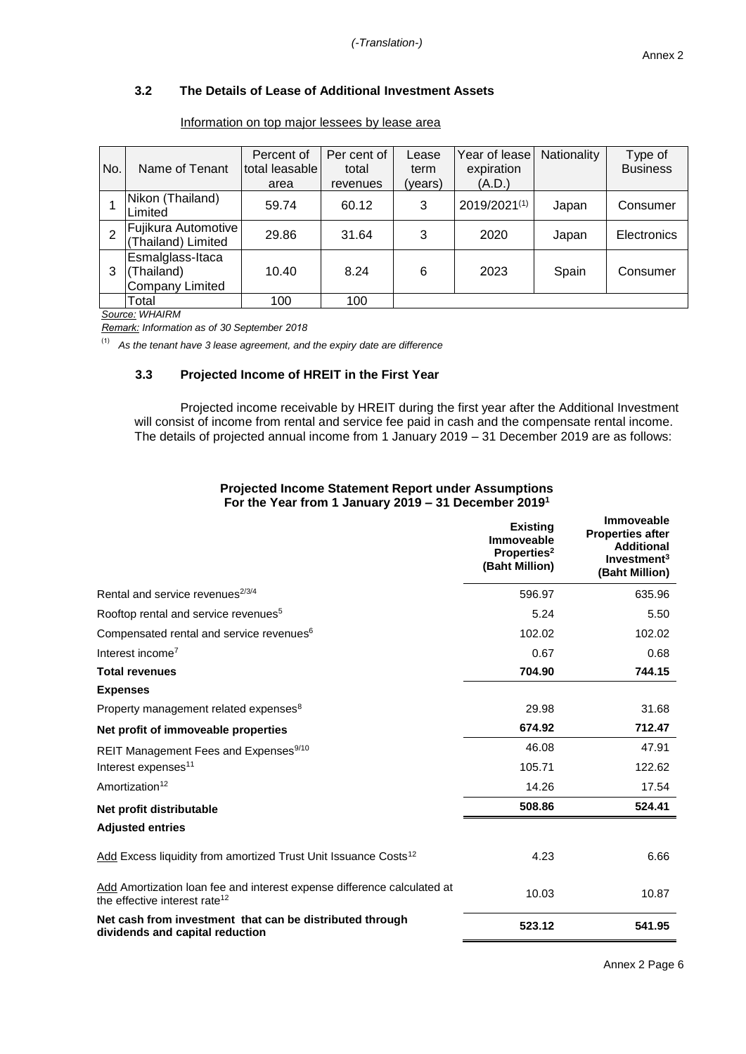*(-Translation-)*

Annex 2

### 3.2 The Details of Lease of Additional Investment Assets

Information on top major lessees by lease area

| No. | Name of Tenant | Percent of total leasable area | Per cent of total revenues | Lease term (years) | Year of lease expiration (A.D.) | Nationality | Type of Business |
|---|---|---|---|---|---|---|---|
| 1 | Nikon (Thailand) Limited | 59.74 | 60.12 | 3 | 2019/2021[(1)] | Japan | Consumer |
| 2 | Fujikura Automotive (Thailand) Limited | 29.86 | 31.64 | 3 | 2020 | Japan | Electronics |
| 3 | Esmalglass-Itaca (Thailand) Company Limited | 10.40 | 8.24 | 6 | 2023 | Spain | Consumer |
| | Total | 100 | 100 | | | | |

*Source: WHAIRM*

*Remark: Information as of 30 September 2018*

[(1)] *As the tenant have 3 lease agreement, and the expiry date are difference*

### 3.3 Projected Income of HREIT in the First Year

Projected income receivable by HREIT during the first year after the Additional Investment will consist of income from rental and service fee paid in cash and the compensate rental income. The details of projected annual income from 1 January 2019 – 31 December 2019 are as follows:

**Projected Income Statement Report under Assumptions**
**For the Year from 1 January 2019 – 31 December 2019[1]**

| | Existing Immoveable Properties[2] (Baht Million) | Immoveable Properties after Additional Investment[3] (Baht Million) |
|---|---|---|
| Rental and service revenues[2/3/4] | 596.97 | 635.96 |
| Rooftop rental and service revenues[5] | 5.24 | 5.50 |
| Compensated rental and service revenues[6] | 102.02 | 102.02 |
| Interest income[7] | 0.67 | 0.68 |
| **Total revenues** | **704.90** | **744.15** |
| **Expenses** | | |
| Property management related expenses[8] | 29.98 | 31.68 |
| **Net profit of immoveable properties** | **674.92** | **712.47** |
| REIT Management Fees and Expenses[9/10] | 46.08 | 47.91 |
| Interest expenses[11] | 105.71 | 122.62 |
| Amortization[12] | 14.26 | 17.54 |
| **Net profit distributable** | **508.86** | **524.41** |
| **Adjusted entries** | | |
| Add Excess liquidity from amortized Trust Unit Issuance Costs[12] | 4.23 | 6.66 |
| Add Amortization loan fee and interest expense difference calculated at the effective interest rate[12] | 10.03 | 10.87 |
| **Net cash from investment that can be distributed through dividends and capital reduction** | **523.12** | **541.95** |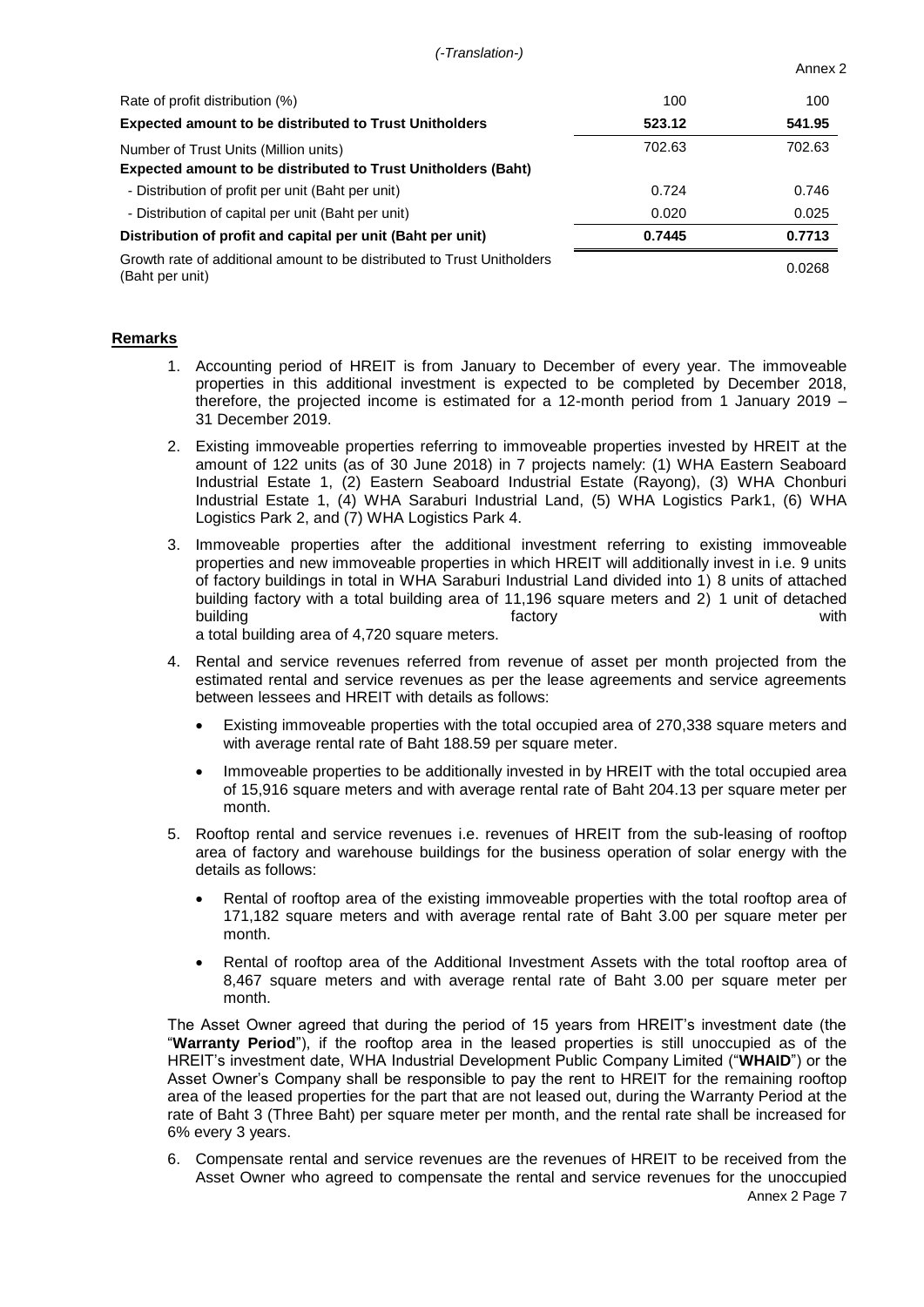| | | |
|---|---|---|
| Rate of profit distribution (%) | 100 | 100 |
| **Expected amount to be distributed to Trust Unitholders** | **523.12** | **541.95** |
| Number of Trust Units (Million units) | 702.63 | 702.63 |
| **Expected amount to be distributed to Trust Unitholders (Baht)** | | |
| - Distribution of profit per unit (Baht per unit) | 0.724 | 0.746 |
| - Distribution of capital per unit (Baht per unit) | 0.020 | 0.025 |
| **Distribution of profit and capital per unit (Baht per unit)** | **0.7445** | **0.7713** |
| Growth rate of additional amount to be distributed to Trust Unitholders (Baht per unit) | | 0.0268 |

**Remarks**

1. Accounting period of HREIT is from January to December of every year. The immoveable properties in this additional investment is expected to be completed by December 2018, therefore, the projected income is estimated for a 12-month period from 1 January 2019 – 31 December 2019.
2. Existing immoveable properties referring to immoveable properties invested by HREIT at the amount of 122 units (as of 30 June 2018) in 7 projects namely: (1) WHA Eastern Seaboard Industrial Estate 1, (2) Eastern Seaboard Industrial Estate (Rayong), (3) WHA Chonburi Industrial Estate 1, (4) WHA Saraburi Industrial Land, (5) WHA Logistics Park1, (6) WHA Logistics Park 2, and (7) WHA Logistics Park 4.
3. Immoveable properties after the additional investment referring to existing immoveable properties and new immoveable properties in which HREIT will additionally invest in i.e. 9 units of factory buildings in total in WHA Saraburi Industrial Land divided into 1) 8 units of attached building factory with a total building area of 11,196 square meters and 2) 1 unit of detached building factory with a total building area of 4,720 square meters.
4. Rental and service revenues referred from revenue of asset per month projected from the estimated rental and service revenues as per the lease agreements and service agreements between lessees and HREIT with details as follows:
   - Existing immoveable properties with the total occupied area of 270,338 square meters and with average rental rate of Baht 188.59 per square meter.
   - Immoveable properties to be additionally invested in by HREIT with the total occupied area of 15,916 square meters and with average rental rate of Baht 204.13 per square meter per month.
5. Rooftop rental and service revenues i.e. revenues of HREIT from the sub-leasing of rooftop area of factory and warehouse buildings for the business operation of solar energy with the details as follows:
   - Rental of rooftop area of the existing immoveable properties with the total rooftop area of 171,182 square meters and with average rental rate of Baht 3.00 per square meter per month.
   - Rental of rooftop area of the Additional Investment Assets with the total rooftop area of 8,467 square meters and with average rental rate of Baht 3.00 per square meter per month.

The Asset Owner agreed that during the period of 15 years from HREIT's investment date (the "**Warranty Period**"), if the rooftop area in the leased properties is still unoccupied as of the HREIT's investment date, WHA Industrial Development Public Company Limited ("**WHAID**") or the Asset Owner's Company shall be responsible to pay the rent to HREIT for the remaining rooftop area of the leased properties for the part that are not leased out, during the Warranty Period at the rate of Baht 3 (Three Baht) per square meter per month, and the rental rate shall be increased for 6% every 3 years.

6. Compensate rental and service revenues are the revenues of HREIT to be received from the Asset Owner who agreed to compensate the rental and service revenues for the unoccupied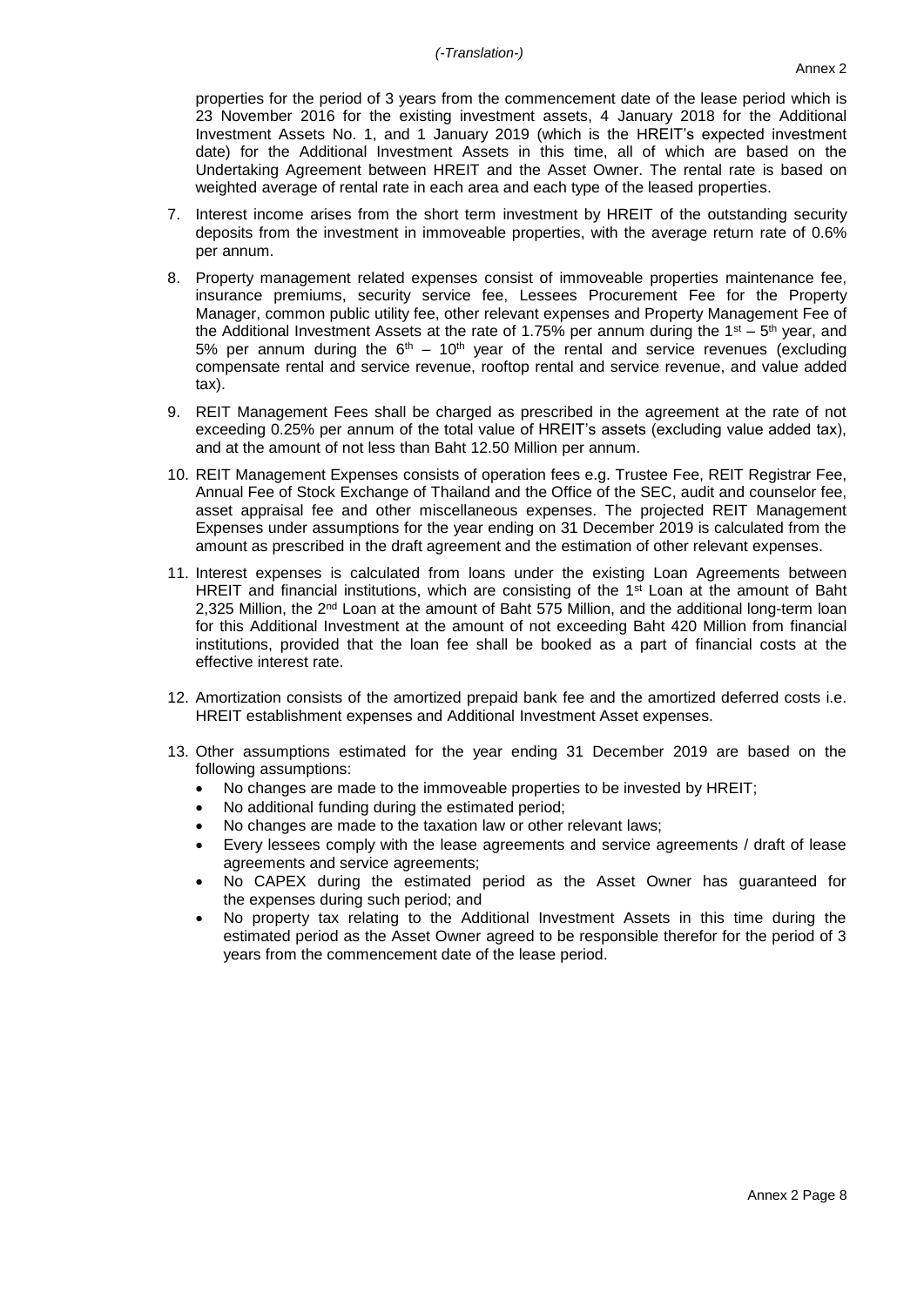properties for the period of 3 years from the commencement date of the lease period which is 23 November 2016 for the existing investment assets, 4 January 2018 for the Additional Investment Assets No. 1, and 1 January 2019 (which is the HREIT's expected investment date) for the Additional Investment Assets in this time, all of which are based on the Undertaking Agreement between HREIT and the Asset Owner. The rental rate is based on weighted average of rental rate in each area and each type of the leased properties.

7. Interest income arises from the short term investment by HREIT of the outstanding security deposits from the investment in immoveable properties, with the average return rate of 0.6% per annum.

8. Property management related expenses consist of immoveable properties maintenance fee, insurance premiums, security service fee, Lessees Procurement Fee for the Property Manager, common public utility fee, other relevant expenses and Property Management Fee of the Additional Investment Assets at the rate of 1.75% per annum during the 1st – 5th year, and 5% per annum during the 6th – 10th year of the rental and service revenues (excluding compensate rental and service revenue, rooftop rental and service revenue, and value added tax).

9. REIT Management Fees shall be charged as prescribed in the agreement at the rate of not exceeding 0.25% per annum of the total value of HREIT's assets (excluding value added tax), and at the amount of not less than Baht 12.50 Million per annum.

10. REIT Management Expenses consists of operation fees e.g. Trustee Fee, REIT Registrar Fee, Annual Fee of Stock Exchange of Thailand and the Office of the SEC, audit and counselor fee, asset appraisal fee and other miscellaneous expenses. The projected REIT Management Expenses under assumptions for the year ending on 31 December 2019 is calculated from the amount as prescribed in the draft agreement and the estimation of other relevant expenses.

11. Interest expenses is calculated from loans under the existing Loan Agreements between HREIT and financial institutions, which are consisting of the 1st Loan at the amount of Baht 2,325 Million, the 2nd Loan at the amount of Baht 575 Million, and the additional long-term loan for this Additional Investment at the amount of not exceeding Baht 420 Million from financial institutions, provided that the loan fee shall be booked as a part of financial costs at the effective interest rate.

12. Amortization consists of the amortized prepaid bank fee and the amortized deferred costs i.e. HREIT establishment expenses and Additional Investment Asset expenses.

13. Other assumptions estimated for the year ending 31 December 2019 are based on the following assumptions:
    - No changes are made to the immoveable properties to be invested by HREIT;
    - No additional funding during the estimated period;
    - No changes are made to the taxation law or other relevant laws;
    - Every lessees comply with the lease agreements and service agreements / draft of lease agreements and service agreements;
    - No CAPEX during the estimated period as the Asset Owner has guaranteed for the expenses during such period; and
    - No property tax relating to the Additional Investment Assets in this time during the estimated period as the Asset Owner agreed to be responsible therefor for the period of 3 years from the commencement date of the lease period.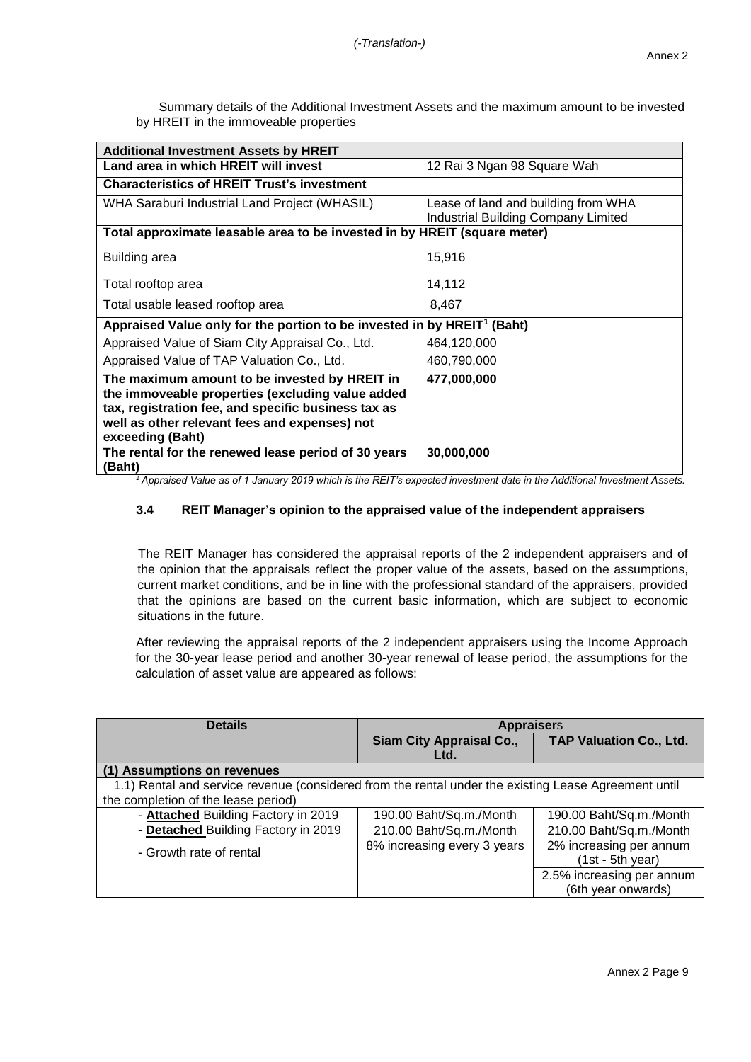*(-Translation-)*

Annex 2

Summary details of the Additional Investment Assets and the maximum amount to be invested by HREIT in the immoveable properties

| **Additional Investment Assets by HREIT** | |
|---|---|
| **Land area in which HREIT will invest** | 12 Rai 3 Ngan 98 Square Wah |
| **Characteristics of HREIT Trust's investment** | |
| WHA Saraburi Industrial Land Project (WHASIL) | Lease of land and building from WHA Industrial Building Company Limited |
| **Total approximate leasable area to be invested in by HREIT (square meter)** | |
| Building area | 15,916 |
| Total rooftop area | 14,112 |
| Total usable leased rooftop area | 8,467 |
| **Appraised Value only for the portion to be invested in by HREIT[1] (Baht)** | |
| Appraised Value of Siam City Appraisal Co., Ltd. | 464,120,000 |
| Appraised Value of TAP Valuation Co., Ltd. | 460,790,000 |
| **The maximum amount to be invested by HREIT in the immoveable properties (excluding value added tax, registration fee, and specific business tax as well as other relevant fees and expenses) not exceeding (Baht)** | **477,000,000** |
| **The rental for the renewed lease period of 30 years (Baht)** | **30,000,000** |

*[1] Appraised Value as of 1 January 2019 which is the REIT's expected investment date in the Additional Investment Assets.*

### 3.4 REIT Manager's opinion to the appraised value of the independent appraisers

The REIT Manager has considered the appraisal reports of the 2 independent appraisers and of the opinion that the appraisals reflect the proper value of the assets, based on the assumptions, current market conditions, and be in line with the professional standard of the appraisers, provided that the opinions are based on the current basic information, which are subject to economic situations in the future.

After reviewing the appraisal reports of the 2 independent appraisers using the Income Approach for the 30-year lease period and another 30-year renewal of lease period, the assumptions for the calculation of asset value are appeared as follows:

| **Details** | **Appraisers** | |
|---|---|---|
| | **Siam City Appraisal Co., Ltd.** | **TAP Valuation Co., Ltd.** |
| **(1) Assumptions on revenues** | | |
| 1.1) Rental and service revenue (considered from the rental under the existing Lease Agreement until the completion of the lease period) | | |
| - **Attached** Building Factory in 2019 | 190.00 Baht/Sq.m./Month | 190.00 Baht/Sq.m./Month |
| - **Detached** Building Factory in 2019 | 210.00 Baht/Sq.m./Month | 210.00 Baht/Sq.m./Month |
| - Growth rate of rental | 8% increasing every 3 years | 2% increasing per annum (1st - 5th year) |
| | | 2.5% increasing per annum (6th year onwards) |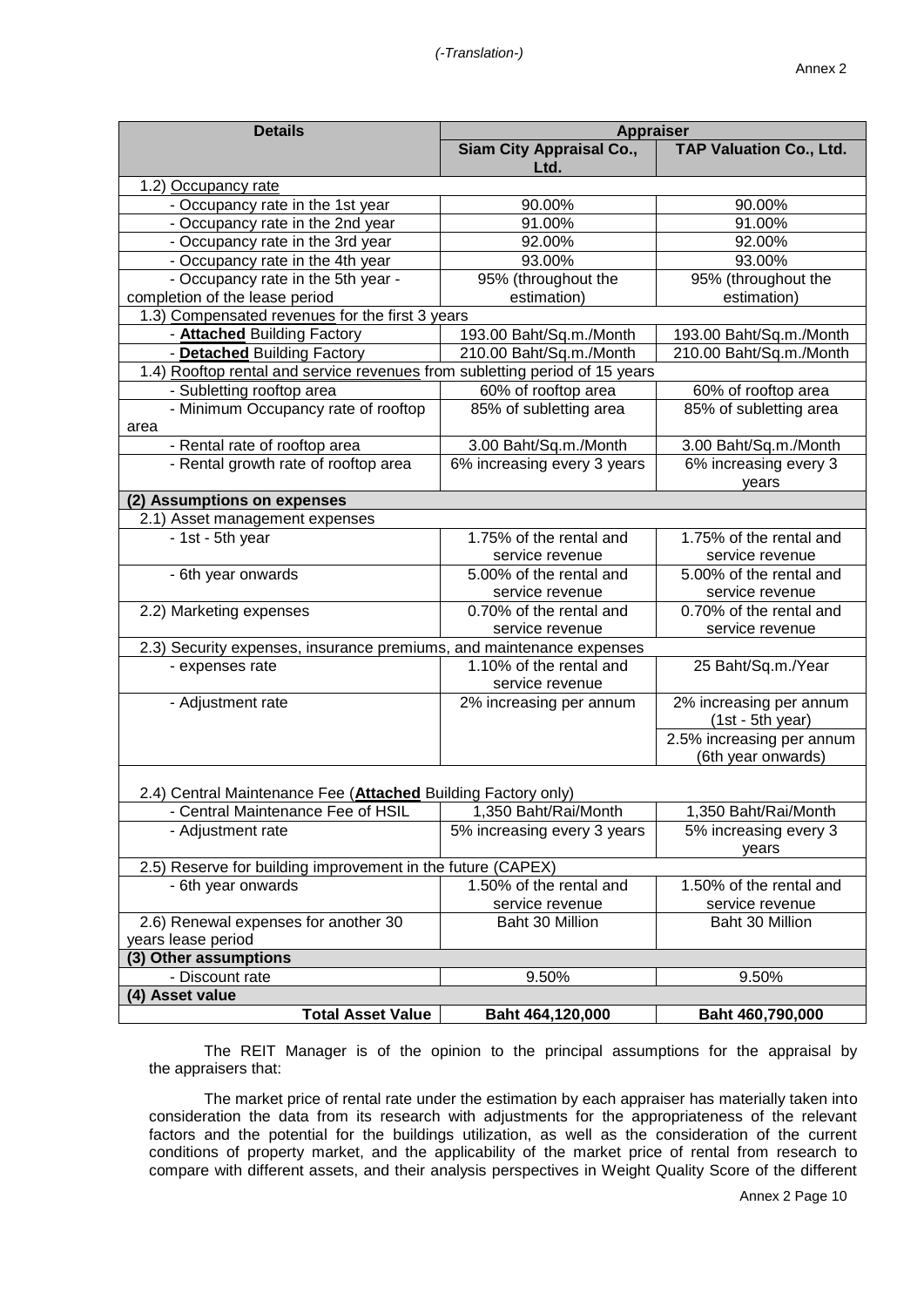*(-Translation-)*

Annex 2

| Details | Appraiser | |
|---|---|---|
| | Siam City Appraisal Co., Ltd. | TAP Valuation Co., Ltd. |
| 1.2) Occupancy rate | | |
| - Occupancy rate in the 1st year | 90.00% | 90.00% |
| - Occupancy rate in the 2nd year | 91.00% | 91.00% |
| - Occupancy rate in the 3rd year | 92.00% | 92.00% |
| - Occupancy rate in the 4th year | 93.00% | 93.00% |
| - Occupancy rate in the 5th year - completion of the lease period | 95% (throughout the estimation) | 95% (throughout the estimation) |
| 1.3) Compensated revenues for the first 3 years | | |
| - **Attached** Building Factory | 193.00 Baht/Sq.m./Month | 193.00 Baht/Sq.m./Month |
| - **Detached** Building Factory | 210.00 Baht/Sq.m./Month | 210.00 Baht/Sq.m./Month |
| 1.4) Rooftop rental and service revenues from subletting period of 15 years | | |
| - Subletting rooftop area | 60% of rooftop area | 60% of rooftop area |
| - Minimum Occupancy rate of rooftop area | 85% of subletting area | 85% of subletting area |
| - Rental rate of rooftop area | 3.00 Baht/Sq.m./Month | 3.00 Baht/Sq.m./Month |
| - Rental growth rate of rooftop area | 6% increasing every 3 years | 6% increasing every 3 years |
| **(2) Assumptions on expenses** | | |
| 2.1) Asset management expenses | | |
| - 1st - 5th year | 1.75% of the rental and service revenue | 1.75% of the rental and service revenue |
| - 6th year onwards | 5.00% of the rental and service revenue | 5.00% of the rental and service revenue |
| 2.2) Marketing expenses | 0.70% of the rental and service revenue | 0.70% of the rental and service revenue |
| 2.3) Security expenses, insurance premiums, and maintenance expenses | | |
| - expenses rate | 1.10% of the rental and service revenue | 25 Baht/Sq.m./Year |
| - Adjustment rate | 2% increasing per annum | 2% increasing per annum (1st - 5th year)<br>2.5% increasing per annum (6th year onwards) |
| 2.4) Central Maintenance Fee (**Attached** Building Factory only) | | |
| - Central Maintenance Fee of HSIL | 1,350 Baht/Rai/Month | 1,350 Baht/Rai/Month |
| - Adjustment rate | 5% increasing every 3 years | 5% increasing every 3 years |
| 2.5) Reserve for building improvement in the future (CAPEX) | | |
| - 6th year onwards | 1.50% of the rental and service revenue | 1.50% of the rental and service revenue |
| 2.6) Renewal expenses for another 30 years lease period | Baht 30 Million | Baht 30 Million |
| **(3) Other assumptions** | | |
| - Discount rate | 9.50% | 9.50% |
| **(4) Asset value** | | |
| **Total Asset Value** | **Baht 464,120,000** | **Baht 460,790,000** |

The REIT Manager is of the opinion to the principal assumptions for the appraisal by the appraisers that:

The market price of rental rate under the estimation by each appraiser has materially taken into consideration the data from its research with adjustments for the appropriateness of the relevant factors and the potential for the buildings utilization, as well as the consideration of the current conditions of property market, and the applicability of the market price of rental from research to compare with different assets, and their analysis perspectives in Weight Quality Score of the different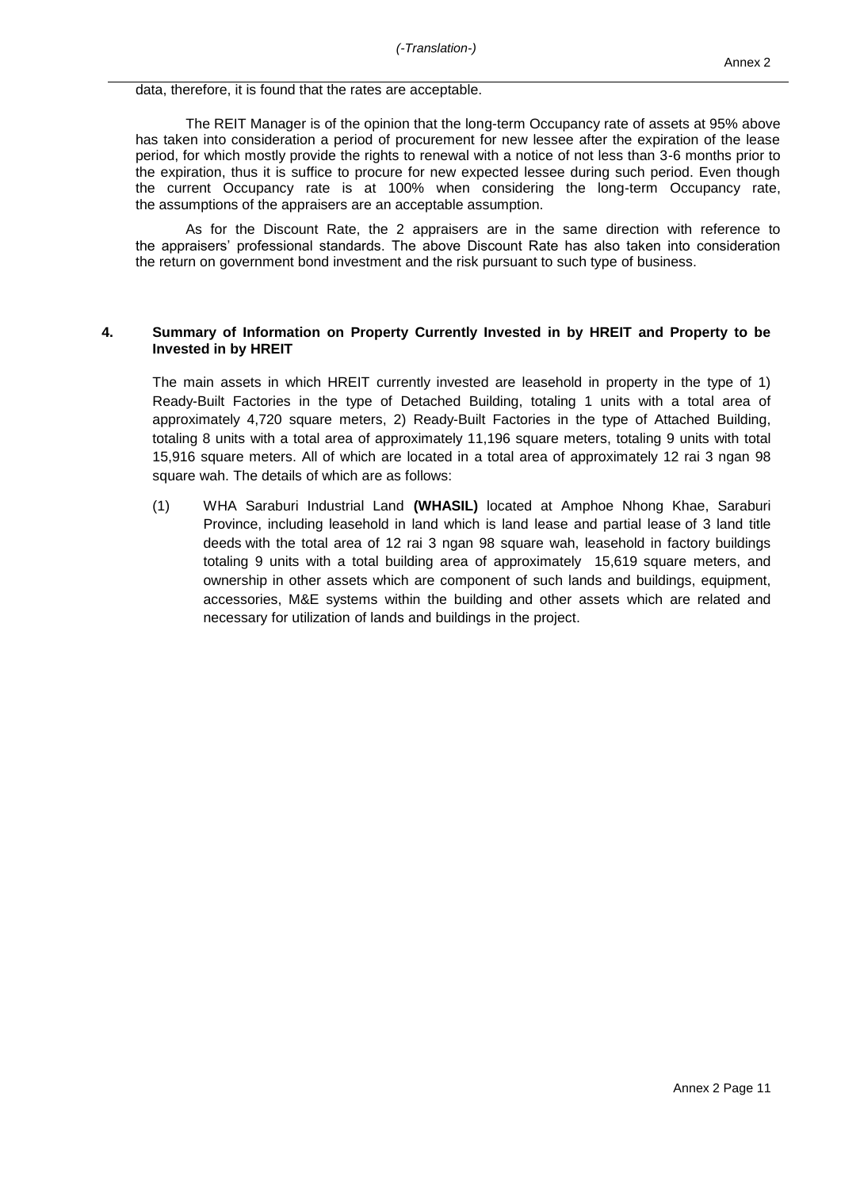data, therefore, it is found that the rates are acceptable.

The REIT Manager is of the opinion that the long-term Occupancy rate of assets at 95% above has taken into consideration a period of procurement for new lessee after the expiration of the lease period, for which mostly provide the rights to renewal with a notice of not less than 3-6 months prior to the expiration, thus it is suffice to procure for new expected lessee during such period. Even though the current Occupancy rate is at 100% when considering the long-term Occupancy rate, the assumptions of the appraisers are an acceptable assumption.

As for the Discount Rate, the 2 appraisers are in the same direction with reference to the appraisers' professional standards. The above Discount Rate has also taken into consideration the return on government bond investment and the risk pursuant to such type of business.

## 4. Summary of Information on Property Currently Invested in by HREIT and Property to be Invested in by HREIT

The main assets in which HREIT currently invested are leasehold in property in the type of 1) Ready-Built Factories in the type of Detached Building, totaling 1 units with a total area of approximately 4,720 square meters, 2) Ready-Built Factories in the type of Attached Building, totaling 8 units with a total area of approximately 11,196 square meters, totaling 9 units with total 15,916 square meters. All of which are located in a total area of approximately 12 rai 3 ngan 98 square wah. The details of which are as follows:

(1) WHA Saraburi Industrial Land **(WHASIL)** located at Amphoe Nhong Khae, Saraburi Province, including leasehold in land which is land lease and partial lease of 3 land title deeds with the total area of 12 rai 3 ngan 98 square wah, leasehold in factory buildings totaling 9 units with a total building area of approximately 15,619 square meters, and ownership in other assets which are component of such lands and buildings, equipment, accessories, M&E systems within the building and other assets which are related and necessary for utilization of lands and buildings in the project.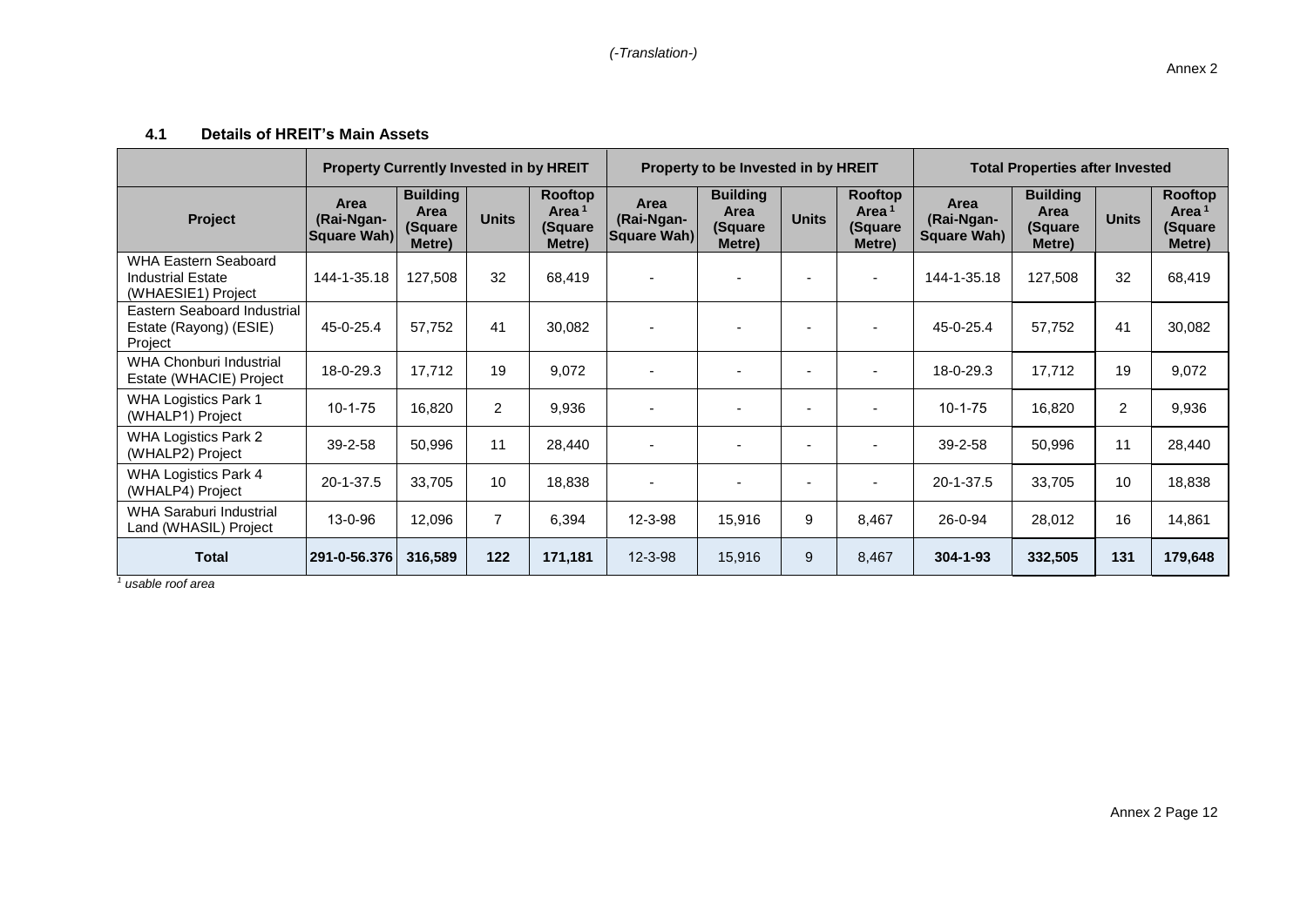*(-Translation-)*

Annex 2

#### 4.1 Details of HREIT's Main Assets

| Project | Property Currently Invested in by HREIT | | | | Property to be Invested in by HREIT | | | | Total Properties after Invested | | | |
|---|---|---|---|---|---|---|---|---|---|---|---|---|
| | Area (Rai-Ngan-Square Wah) | Building Area (Square Metre) | Units | Rooftop Area[1] (Square Metre) | Area (Rai-Ngan-Square Wah) | Building Area (Square Metre) | Units | Rooftop Area[1] (Square Metre) | Area (Rai-Ngan-Square Wah) | Building Area (Square Metre) | Units | Rooftop Area[1] (Square Metre) |
| WHA Eastern Seaboard Industrial Estate (WHAESIE1) Project | 144-1-35.18 | 127,508 | 32 | 68,419 | - | - | - | - | 144-1-35.18 | 127,508 | 32 | 68,419 |
| Eastern Seaboard Industrial Estate (Rayong) (ESIE) Project | 45-0-25.4 | 57,752 | 41 | 30,082 | - | - | - | - | 45-0-25.4 | 57,752 | 41 | 30,082 |
| WHA Chonburi Industrial Estate (WHACIE) Project | 18-0-29.3 | 17,712 | 19 | 9,072 | - | - | - | - | 18-0-29.3 | 17,712 | 19 | 9,072 |
| WHA Logistics Park 1 (WHALP1) Project | 10-1-75 | 16,820 | 2 | 9,936 | - | - | - | - | 10-1-75 | 16,820 | 2 | 9,936 |
| WHA Logistics Park 2 (WHALP2) Project | 39-2-58 | 50,996 | 11 | 28,440 | - | - | - | - | 39-2-58 | 50,996 | 11 | 28,440 |
| WHA Logistics Park 4 (WHALP4) Project | 20-1-37.5 | 33,705 | 10 | 18,838 | - | - | - | - | 20-1-37.5 | 33,705 | 10 | 18,838 |
| WHA Saraburi Industrial Land (WHASIL) Project | 13-0-96 | 12,096 | 7 | 6,394 | 12-3-98 | 15,916 | 9 | 8,467 | 26-0-94 | 28,012 | 16 | 14,861 |
| **Total** | **291-0-56.376** | **316,589** | **122** | **171,181** | 12-3-98 | 15,916 | 9 | 8,467 | **304-1-93** | **332,505** | **131** | **179,648** |

*[1] usable roof area*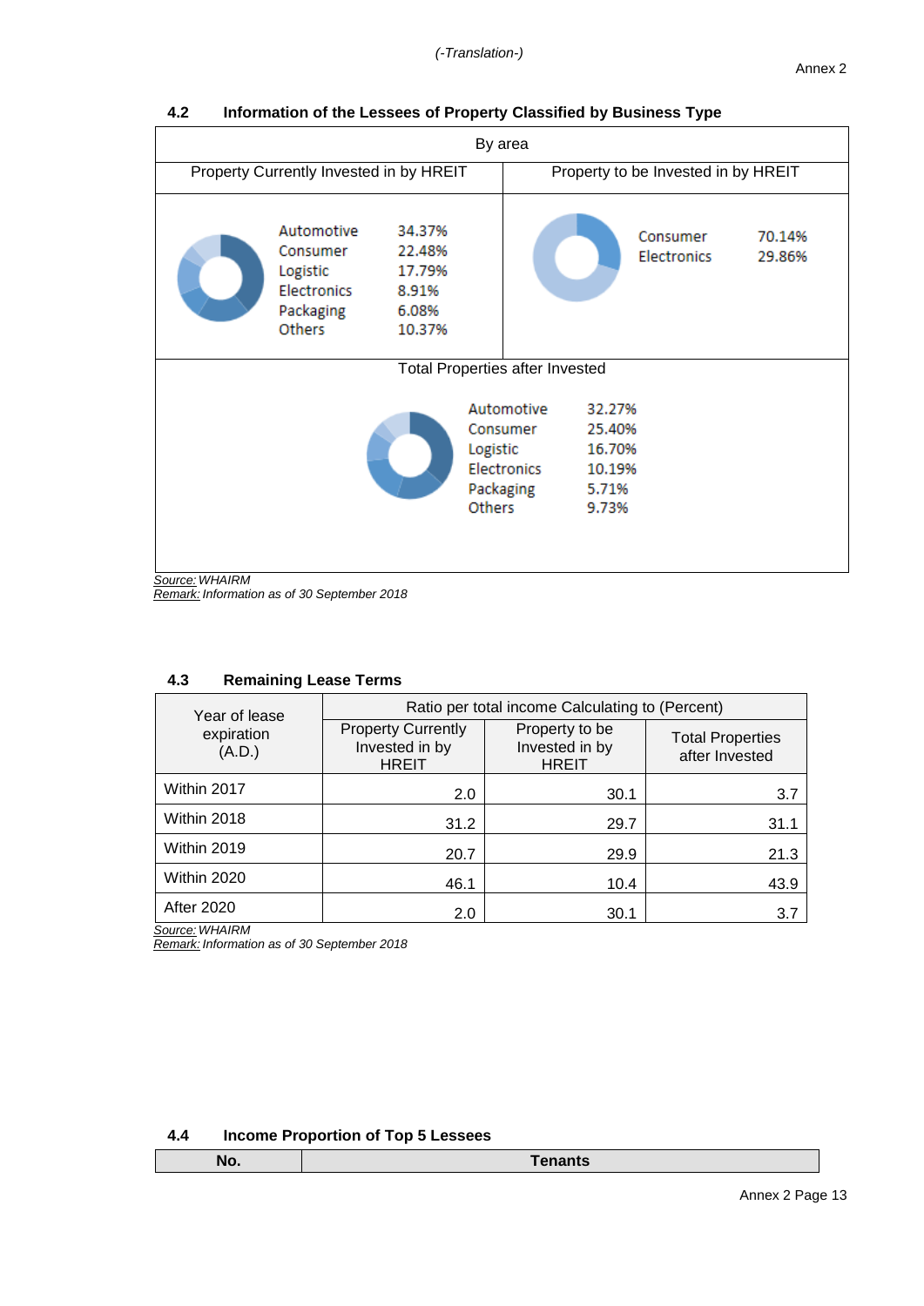(-Translation-)

Annex 2

### 4.2 Information of the Lessees of Property Classified by Business Type

By area

**Property Currently Invested in by HREIT**

| Business Type | Percent |
|---|---|
| Automotive | 34.37% |
| Consumer | 22.48% |
| Logistic | 17.79% |
| Electronics | 8.91% |
| Packaging | 6.08% |
| Others | 10.37% |

**Property to be Invested in by HREIT**

| Business Type | Percent |
|---|---|
| Consumer | 70.14% |
| Electronics | 29.86% |

**Total Properties after Invested**

| Business Type | Percent |
|---|---|
| Automotive | 32.27% |
| Consumer | 25.40% |
| Logistic | 16.70% |
| Electronics | 10.19% |
| Packaging | 5.71% |
| Others | 9.73% |

*Source: WHAIRM*
*Remark: Information as of 30 September 2018*

### 4.3 Remaining Lease Terms

| Year of lease expiration (A.D.) | Ratio per total income Calculating to (Percent) | | |
|---|---|---|---|
| | Property Currently Invested in by HREIT | Property to be Invested in by HREIT | Total Properties after Invested |
| Within 2017 | 2.0 | 30.1 | 3.7 |
| Within 2018 | 31.2 | 29.7 | 31.1 |
| Within 2019 | 20.7 | 29.9 | 21.3 |
| Within 2020 | 46.1 | 10.4 | 43.9 |
| After 2020 | 2.0 | 30.1 | 3.7 |

*Source: WHAIRM*
*Remark: Information as of 30 September 2018*

### 4.4 Income Proportion of Top 5 Lessees

| No. | Tenants |
|---|---|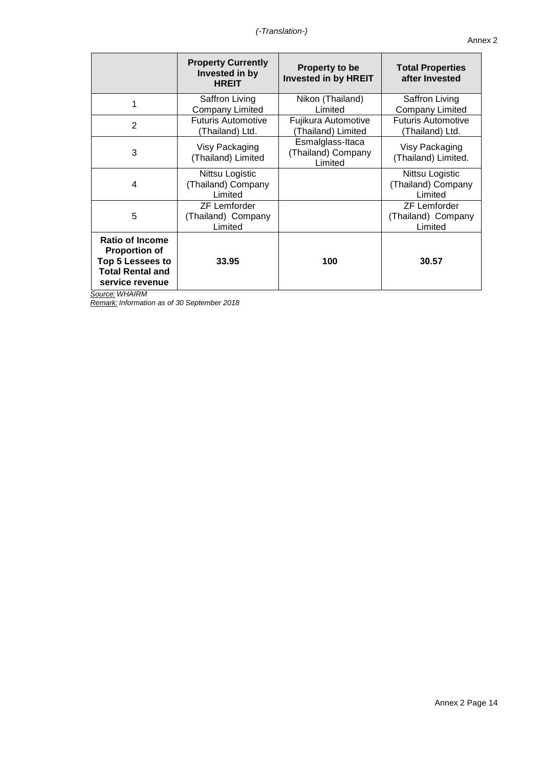*(-Translation-)*

Annex 2

| | Property Currently Invested in by HREIT | Property to be Invested in by HREIT | Total Properties after Invested |
|---|---|---|---|
| 1 | Saffron Living Company Limited | Nikon (Thailand) Limited | Saffron Living Company Limited |
| 2 | Futuris Automotive (Thailand) Ltd. | Fujikura Automotive (Thailand) Limited | Futuris Automotive (Thailand) Ltd. |
| 3 | Visy Packaging (Thailand) Limited | Esmalglass-Itaca (Thailand) Company Limited | Visy Packaging (Thailand) Limited. |
| 4 | Nittsu Logistic (Thailand) Company Limited | | Nittsu Logistic (Thailand) Company Limited |
| 5 | ZF Lemforder (Thailand) Company Limited | | ZF Lemforder (Thailand) Company Limited |
| **Ratio of Income Proportion of Top 5 Lessees to Total Rental and service revenue** | **33.95** | **100** | **30.57** |

*Source: WHAIRM*

*Remark: Information as of 30 September 2018*